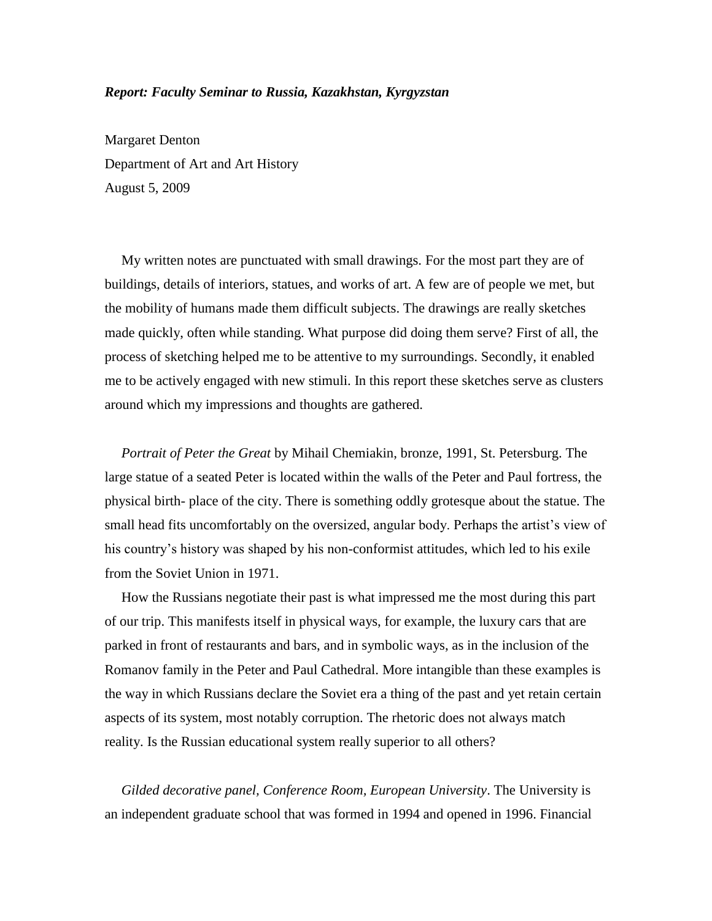***Report: Faculty Seminar to Russia, Kazakhstan, Kyrgyzstan***

Margaret Denton
Department of Art and Art History
August 5, 2009

My written notes are punctuated with small drawings. For the most part they are of buildings, details of interiors, statues, and works of art. A few are of people we met, but the mobility of humans made them difficult subjects. The drawings are really sketches made quickly, often while standing. What purpose did doing them serve? First of all, the process of sketching helped me to be attentive to my surroundings. Secondly, it enabled me to be actively engaged with new stimuli. In this report these sketches serve as clusters around which my impressions and thoughts are gathered.

*Portrait of Peter the Great* by Mihail Chemiakin, bronze, 1991, St. Petersburg. The large statue of a seated Peter is located within the walls of the Peter and Paul fortress, the physical birth- place of the city. There is something oddly grotesque about the statue. The small head fits uncomfortably on the oversized, angular body. Perhaps the artist's view of his country's history was shaped by his non-conformist attitudes, which led to his exile from the Soviet Union in 1971.

How the Russians negotiate their past is what impressed me the most during this part of our trip. This manifests itself in physical ways, for example, the luxury cars that are parked in front of restaurants and bars, and in symbolic ways, as in the inclusion of the Romanov family in the Peter and Paul Cathedral. More intangible than these examples is the way in which Russians declare the Soviet era a thing of the past and yet retain certain aspects of its system, most notably corruption. The rhetoric does not always match reality. Is the Russian educational system really superior to all others?

*Gilded decorative panel, Conference Room, European University*. The University is an independent graduate school that was formed in 1994 and opened in 1996. Financial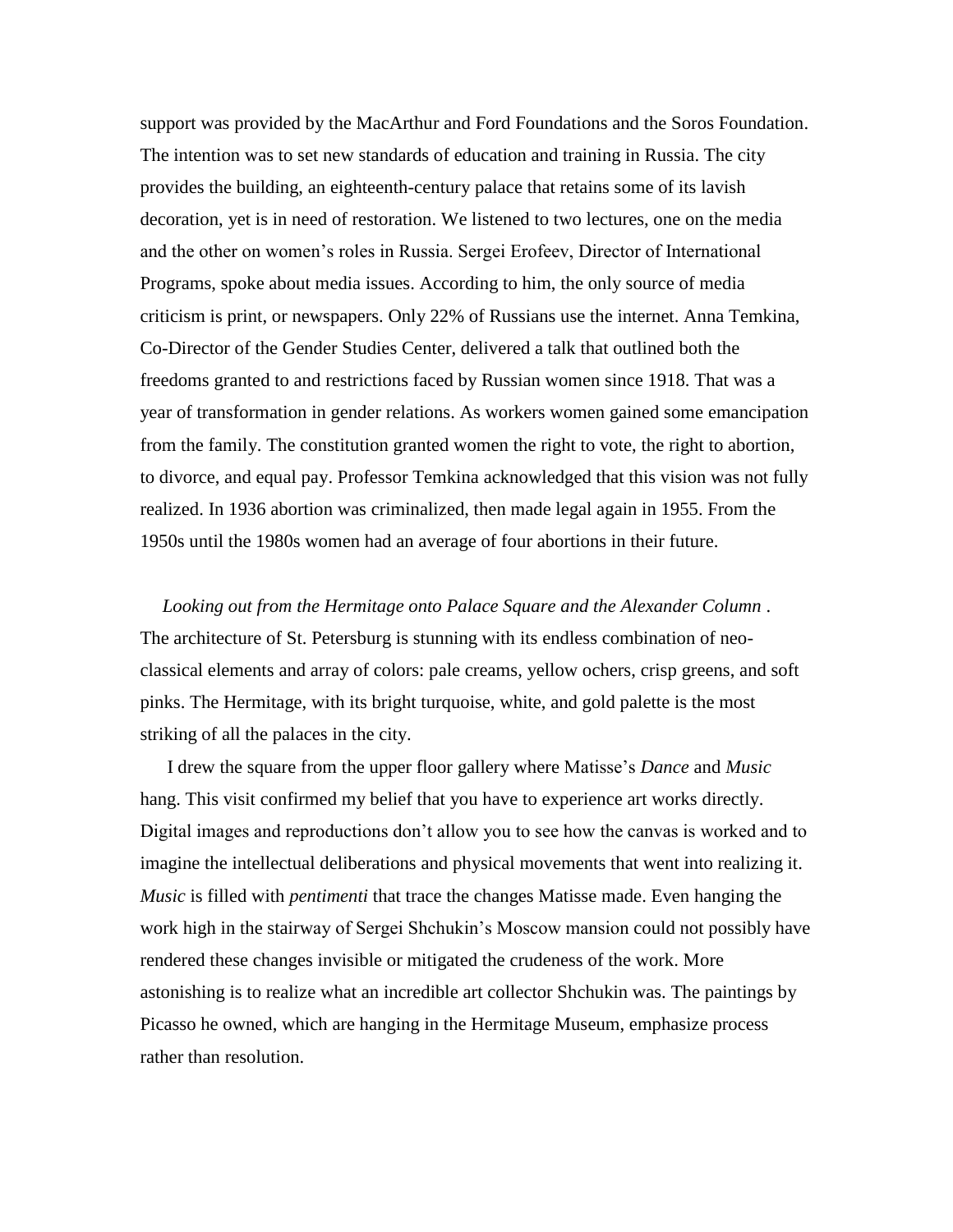support was provided by the MacArthur and Ford Foundations and the Soros Foundation. The intention was to set new standards of education and training in Russia. The city provides the building, an eighteenth-century palace that retains some of its lavish decoration, yet is in need of restoration. We listened to two lectures, one on the media and the other on women's roles in Russia. Sergei Erofeev, Director of International Programs, spoke about media issues. According to him, the only source of media criticism is print, or newspapers. Only 22% of Russians use the internet. Anna Temkina, Co-Director of the Gender Studies Center, delivered a talk that outlined both the freedoms granted to and restrictions faced by Russian women since 1918. That was a year of transformation in gender relations. As workers women gained some emancipation from the family. The constitution granted women the right to vote, the right to abortion, to divorce, and equal pay. Professor Temkina acknowledged that this vision was not fully realized. In 1936 abortion was criminalized, then made legal again in 1955. From the 1950s until the 1980s women had an average of four abortions in their future.

*Looking out from the Hermitage onto Palace Square and the Alexander Column* . The architecture of St. Petersburg is stunning with its endless combination of neo-classical elements and array of colors: pale creams, yellow ochers, crisp greens, and soft pinks. The Hermitage, with its bright turquoise, white, and gold palette is the most striking of all the palaces in the city.

I drew the square from the upper floor gallery where Matisse's *Dance* and *Music* hang. This visit confirmed my belief that you have to experience art works directly. Digital images and reproductions don't allow you to see how the canvas is worked and to imagine the intellectual deliberations and physical movements that went into realizing it. *Music* is filled with *pentimenti* that trace the changes Matisse made. Even hanging the work high in the stairway of Sergei Shchukin's Moscow mansion could not possibly have rendered these changes invisible or mitigated the crudeness of the work. More astonishing is to realize what an incredible art collector Shchukin was. The paintings by Picasso he owned, which are hanging in the Hermitage Museum, emphasize process rather than resolution.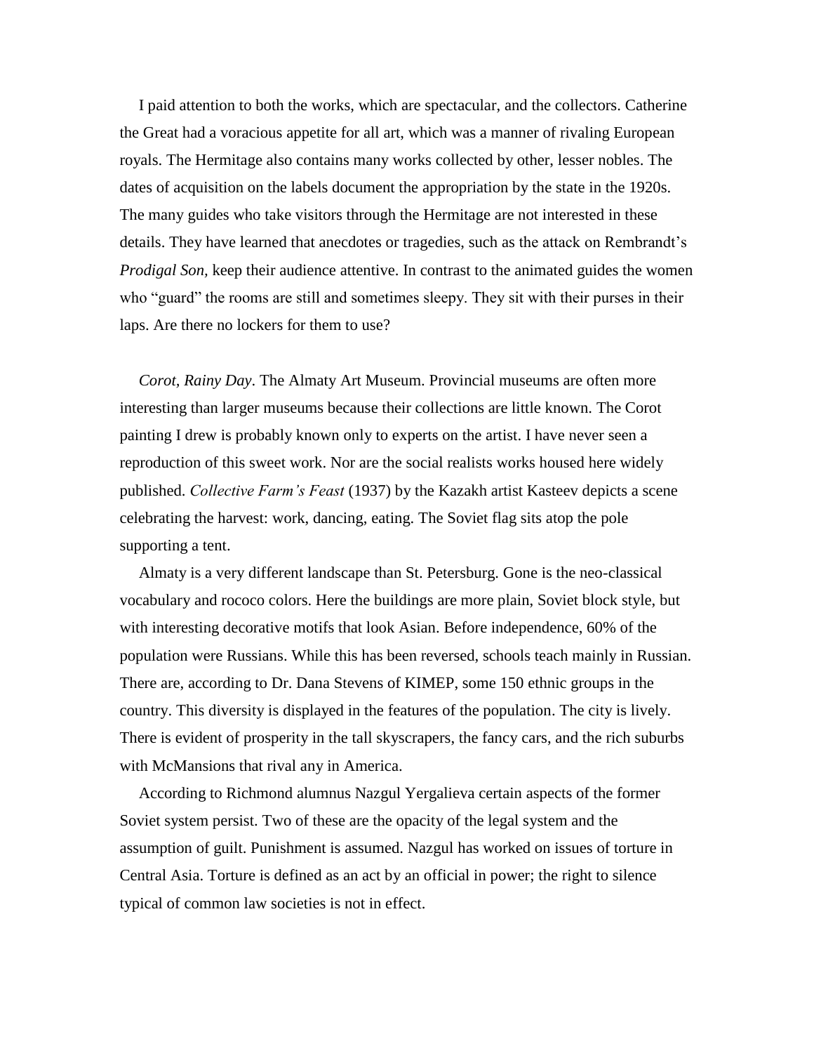I paid attention to both the works, which are spectacular, and the collectors. Catherine the Great had a voracious appetite for all art, which was a manner of rivaling European royals. The Hermitage also contains many works collected by other, lesser nobles. The dates of acquisition on the labels document the appropriation by the state in the 1920s. The many guides who take visitors through the Hermitage are not interested in these details. They have learned that anecdotes or tragedies, such as the attack on Rembrandt's *Prodigal Son,* keep their audience attentive. In contrast to the animated guides the women who "guard" the rooms are still and sometimes sleepy. They sit with their purses in their laps. Are there no lockers for them to use?

*Corot, Rainy Day*. The Almaty Art Museum. Provincial museums are often more interesting than larger museums because their collections are little known. The Corot painting I drew is probably known only to experts on the artist. I have never seen a reproduction of this sweet work. Nor are the social realists works housed here widely published. *Collective Farm's Feast* (1937) by the Kazakh artist Kasteev depicts a scene celebrating the harvest: work, dancing, eating. The Soviet flag sits atop the pole supporting a tent.

Almaty is a very different landscape than St. Petersburg. Gone is the neo-classical vocabulary and rococo colors. Here the buildings are more plain, Soviet block style, but with interesting decorative motifs that look Asian. Before independence, 60% of the population were Russians. While this has been reversed, schools teach mainly in Russian. There are, according to Dr. Dana Stevens of KIMEP, some 150 ethnic groups in the country. This diversity is displayed in the features of the population. The city is lively. There is evident of prosperity in the tall skyscrapers, the fancy cars, and the rich suburbs with McMansions that rival any in America.

According to Richmond alumnus Nazgul Yergalieva certain aspects of the former Soviet system persist. Two of these are the opacity of the legal system and the assumption of guilt. Punishment is assumed. Nazgul has worked on issues of torture in Central Asia. Torture is defined as an act by an official in power; the right to silence typical of common law societies is not in effect.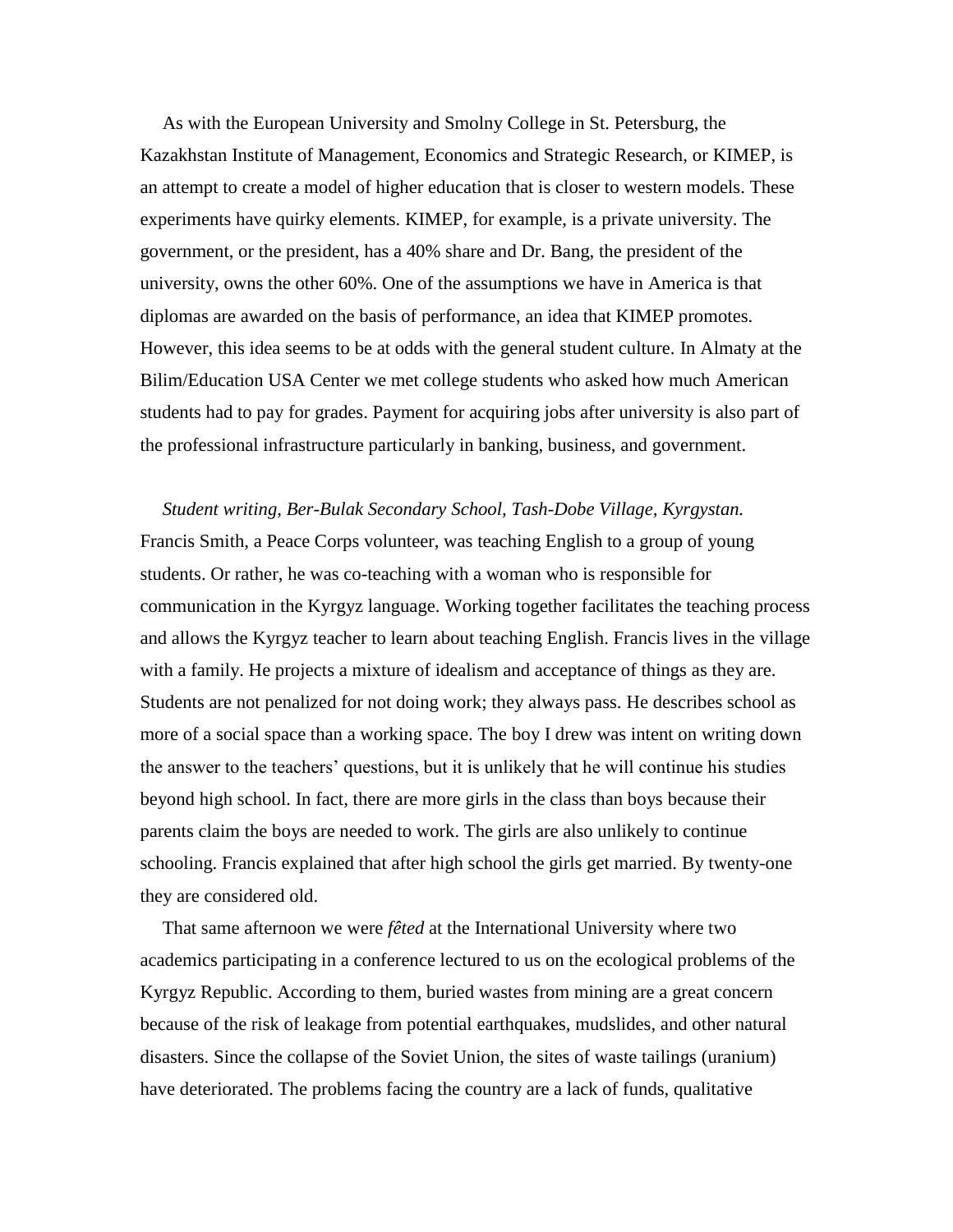As with the European University and Smolny College in St. Petersburg, the Kazakhstan Institute of Management, Economics and Strategic Research, or KIMEP, is an attempt to create a model of higher education that is closer to western models. These experiments have quirky elements. KIMEP, for example, is a private university. The government, or the president, has a 40% share and Dr. Bang, the president of the university, owns the other 60%. One of the assumptions we have in America is that diplomas are awarded on the basis of performance, an idea that KIMEP promotes. However, this idea seems to be at odds with the general student culture. In Almaty at the Bilim/Education USA Center we met college students who asked how much American students had to pay for grades. Payment for acquiring jobs after university is also part of the professional infrastructure particularly in banking, business, and government.

*Student writing, Ber-Bulak Secondary School, Tash-Dobe Village, Kyrgystan.* Francis Smith, a Peace Corps volunteer, was teaching English to a group of young students. Or rather, he was co-teaching with a woman who is responsible for communication in the Kyrgyz language. Working together facilitates the teaching process and allows the Kyrgyz teacher to learn about teaching English. Francis lives in the village with a family. He projects a mixture of idealism and acceptance of things as they are. Students are not penalized for not doing work; they always pass. He describes school as more of a social space than a working space. The boy I drew was intent on writing down the answer to the teachers' questions, but it is unlikely that he will continue his studies beyond high school. In fact, there are more girls in the class than boys because their parents claim the boys are needed to work. The girls are also unlikely to continue schooling. Francis explained that after high school the girls get married. By twenty-one they are considered old.

That same afternoon we were *fêted* at the International University where two academics participating in a conference lectured to us on the ecological problems of the Kyrgyz Republic. According to them, buried wastes from mining are a great concern because of the risk of leakage from potential earthquakes, mudslides, and other natural disasters. Since the collapse of the Soviet Union, the sites of waste tailings (uranium) have deteriorated. The problems facing the country are a lack of funds, qualitative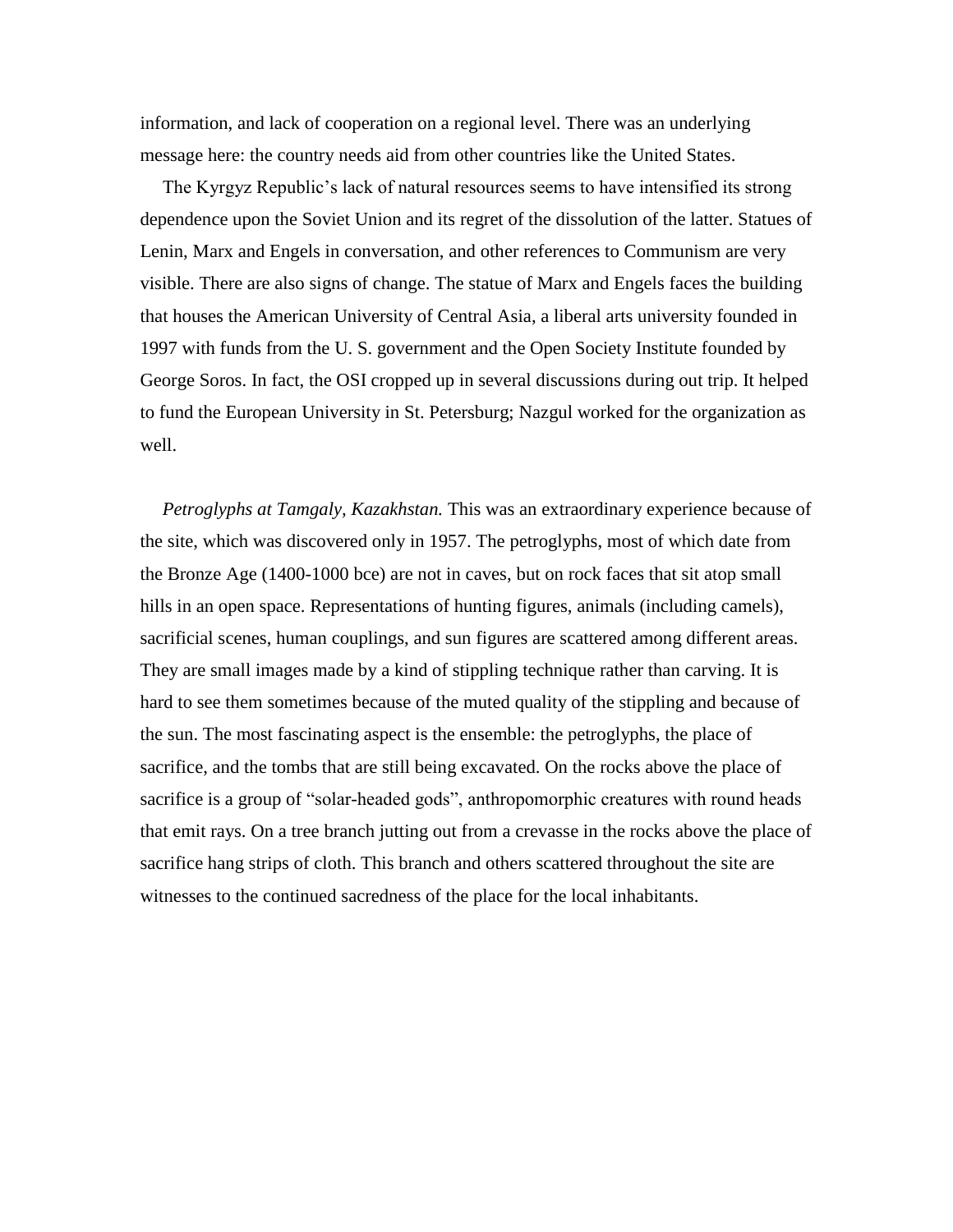information, and lack of cooperation on a regional level. There was an underlying message here: the country needs aid from other countries like the United States.

The Kyrgyz Republic's lack of natural resources seems to have intensified its strong dependence upon the Soviet Union and its regret of the dissolution of the latter. Statues of Lenin, Marx and Engels in conversation, and other references to Communism are very visible. There are also signs of change. The statue of Marx and Engels faces the building that houses the American University of Central Asia, a liberal arts university founded in 1997 with funds from the U. S. government and the Open Society Institute founded by George Soros. In fact, the OSI cropped up in several discussions during out trip. It helped to fund the European University in St. Petersburg; Nazgul worked for the organization as well.

*Petroglyphs at Tamgaly, Kazakhstan.* This was an extraordinary experience because of the site, which was discovered only in 1957. The petroglyphs, most of which date from the Bronze Age (1400-1000 bce) are not in caves, but on rock faces that sit atop small hills in an open space. Representations of hunting figures, animals (including camels), sacrificial scenes, human couplings, and sun figures are scattered among different areas. They are small images made by a kind of stippling technique rather than carving. It is hard to see them sometimes because of the muted quality of the stippling and because of the sun. The most fascinating aspect is the ensemble: the petroglyphs, the place of sacrifice, and the tombs that are still being excavated. On the rocks above the place of sacrifice is a group of "solar-headed gods", anthropomorphic creatures with round heads that emit rays. On a tree branch jutting out from a crevasse in the rocks above the place of sacrifice hang strips of cloth. This branch and others scattered throughout the site are witnesses to the continued sacredness of the place for the local inhabitants.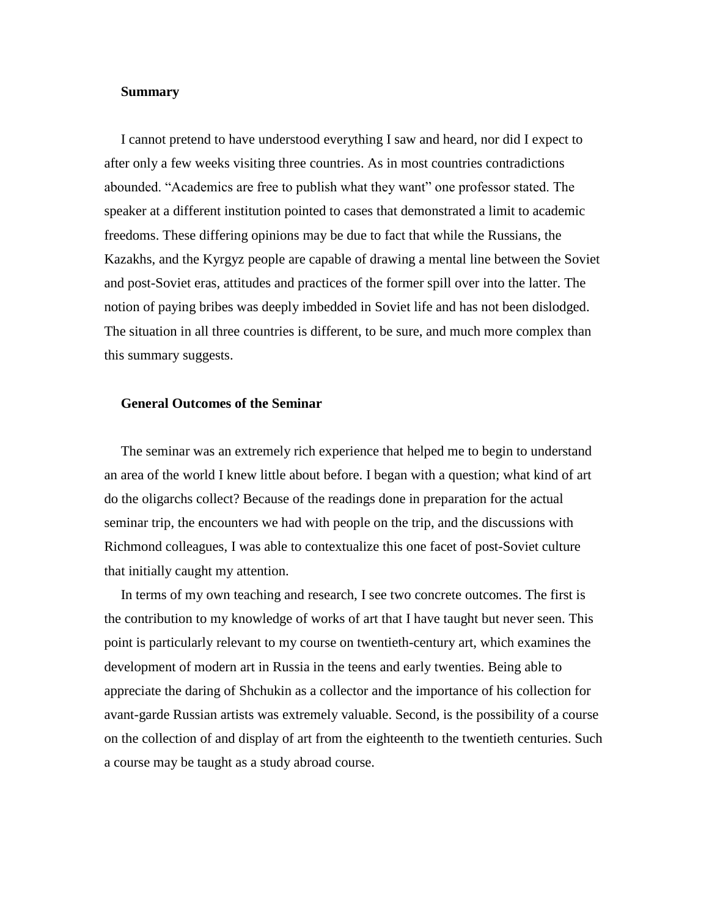**Summary**

I cannot pretend to have understood everything I saw and heard, nor did I expect to after only a few weeks visiting three countries. As in most countries contradictions abounded. "Academics are free to publish what they want" one professor stated. The speaker at a different institution pointed to cases that demonstrated a limit to academic freedoms. These differing opinions may be due to fact that while the Russians, the Kazakhs, and the Kyrgyz people are capable of drawing a mental line between the Soviet and post-Soviet eras, attitudes and practices of the former spill over into the latter. The notion of paying bribes was deeply imbedded in Soviet life and has not been dislodged. The situation in all three countries is different, to be sure, and much more complex than this summary suggests.

**General Outcomes of the Seminar**

The seminar was an extremely rich experience that helped me to begin to understand an area of the world I knew little about before. I began with a question; what kind of art do the oligarchs collect? Because of the readings done in preparation for the actual seminar trip, the encounters we had with people on the trip, and the discussions with Richmond colleagues, I was able to contextualize this one facet of post-Soviet culture that initially caught my attention.

In terms of my own teaching and research, I see two concrete outcomes. The first is the contribution to my knowledge of works of art that I have taught but never seen. This point is particularly relevant to my course on twentieth-century art, which examines the development of modern art in Russia in the teens and early twenties. Being able to appreciate the daring of Shchukin as a collector and the importance of his collection for avant-garde Russian artists was extremely valuable. Second, is the possibility of a course on the collection of and display of art from the eighteenth to the twentieth centuries. Such a course may be taught as a study abroad course.